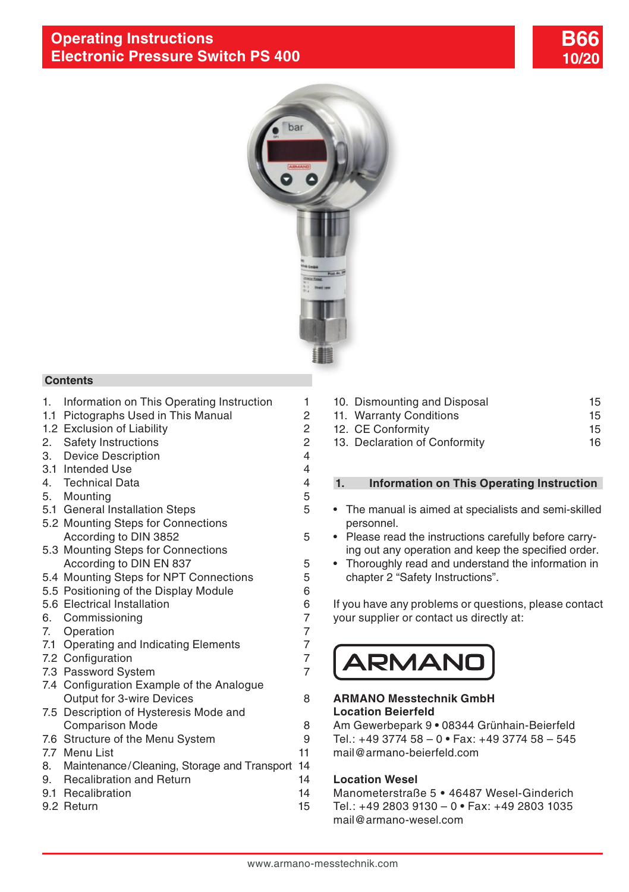# Operating Instructions
# Electronic Pressure Switch PS 400

**B66**
**10/20**

## Contents

| | | |
|---|---|---|
| 1. | Information on This Operating Instruction | 1 |
| 1.1 | Pictographs Used in This Manual | 2 |
| 1.2 | Exclusion of Liability | 2 |
| 2. | Safety Instructions | 2 |
| 3. | Device Description | 4 |
| 3.1 | Intended Use | 4 |
| 4. | Technical Data | 4 |
| 5. | Mounting | 5 |
| 5.1 | General Installation Steps | 5 |
| 5.2 | Mounting Steps for Connections According to DIN 3852 | 5 |
| 5.3 | Mounting Steps for Connections According to DIN EN 837 | 5 |
| 5.4 | Mounting Steps for NPT Connections | 5 |
| 5.5 | Positioning of the Display Module | 6 |
| 5.6 | Electrical Installation | 6 |
| 6. | Commissioning | 7 |
| 7. | Operation | 7 |
| 7.1 | Operating and Indicating Elements | 7 |
| 7.2 | Configuration | 7 |
| 7.3 | Password System | 7 |
| 7.4 | Configuration Example of the Analogue Output for 3-wire Devices | 8 |
| 7.5 | Description of Hysteresis Mode and Comparison Mode | 8 |
| 7.6 | Structure of the Menu System | 9 |
| 7.7 | Menu List | 11 |
| 8. | Maintenance/Cleaning, Storage and Transport | 14 |
| 9. | Recalibration and Return | 14 |
| 9.1 | Recalibration | 14 |
| 9.2 | Return | 15 |
| 10. | Dismounting and Disposal | 15 |
| 11. | Warranty Conditions | 15 |
| 12. | CE Conformity | 15 |
| 13. | Declaration of Conformity | 16 |

## 1. Information on This Operating Instruction

- The manual is aimed at specialists and semi-skilled personnel.
- Please read the instructions carefully before carrying out any operation and keep the specified order.
- Thoroughly read and understand the information in chapter 2 "Safety Instructions".

If you have any problems or questions, please contact your supplier or contact us directly at:

ARMANO

**ARMANO Messtechnik GmbH**
**Location Beierfeld**
Am Gewerbepark 9 • 08344 Grünhain-Beierfeld
Tel.: +49 3774 58 – 0 • Fax: +49 3774 58 – 545
mail@armano-beierfeld.com

**Location Wesel**
Manometerstraße 5 • 46487 Wesel-Ginderich
Tel.: +49 2803 9130 – 0 • Fax: +49 2803 1035
mail@armano-wesel.com

www.armano-messtechnik.com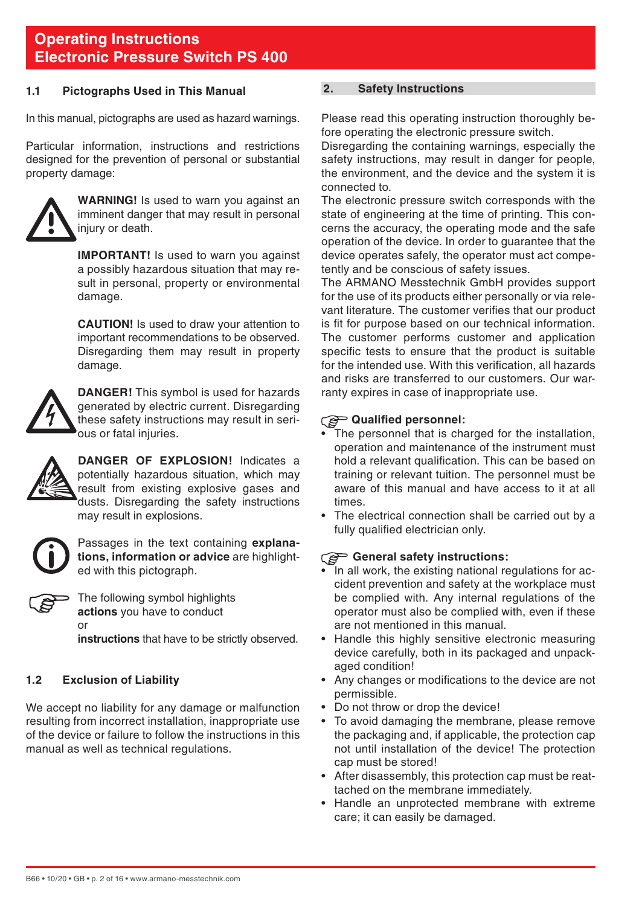# Operating Instructions
# Electronic Pressure Switch PS 400

### 1.1 Pictographs Used in This Manual

In this manual, pictographs are used as hazard warnings.

Particular information, instructions and restrictions designed for the prevention of personal or substantial property damage:

**WARNING!** Is used to warn you against an imminent danger that may result in personal injury or death.

**IMPORTANT!** Is used to warn you against a possibly hazardous situation that may result in personal, property or environmental damage.

**CAUTION!** Is used to draw your attention to important recommendations to be observed. Disregarding them may result in property damage.

**DANGER!** This symbol is used for hazards generated by electric current. Disregarding these safety instructions may result in serious or fatal injuries.

**DANGER OF EXPLOSION!** Indicates a potentially hazardous situation, which may result from existing explosive gases and dusts. Disregarding the safety instructions may result in explosions.

Passages in the text containing **explanations, information or advice** are highlighted with this pictograph.

The following symbol highlights **actions** you have to conduct or **instructions** that have to be strictly observed.

### 1.2 Exclusion of Liability

We accept no liability for any damage or malfunction resulting from incorrect installation, inappropriate use of the device or failure to follow the instructions in this manual as well as technical regulations.

## 2. Safety Instructions

Please read this operating instruction thoroughly before operating the electronic pressure switch.
Disregarding the containing warnings, especially the safety instructions, may result in danger for people, the environment, and the device and the system it is connected to.
The electronic pressure switch corresponds with the state of engineering at the time of printing. This concerns the accuracy, the operating mode and the safe operation of the device. In order to guarantee that the device operates safely, the operator must act competently and be conscious of safety issues.
The ARMANO Messtechnik GmbH provides support for the use of its products either personally or via relevant literature. The customer verifies that our product is fit for purpose based on our technical information. The customer performs customer and application specific tests to ensure that the product is suitable for the intended use. With this verification, all hazards and risks are transferred to our customers. Our warranty expires in case of inappropriate use.

**Qualified personnel:**

- The personnel that is charged for the installation, operation and maintenance of the instrument must hold a relevant qualification. This can be based on training or relevant tuition. The personnel must be aware of this manual and have access to it at all times.
- The electrical connection shall be carried out by a fully qualified electrician only.

**General safety instructions:**

- In all work, the existing national regulations for accident prevention and safety at the workplace must be complied with. Any internal regulations of the operator must also be complied with, even if these are not mentioned in this manual.
- Handle this highly sensitive electronic measuring device carefully, both in its packaged and unpackaged condition!
- Any changes or modifications to the device are not permissible.
- Do not throw or drop the device!
- To avoid damaging the membrane, please remove the packaging and, if applicable, the protection cap not until installation of the device! The protection cap must be stored!
- After disassembly, this protection cap must be reattached on the membrane immediately.
- Handle an unprotected membrane with extreme care; it can easily be damaged.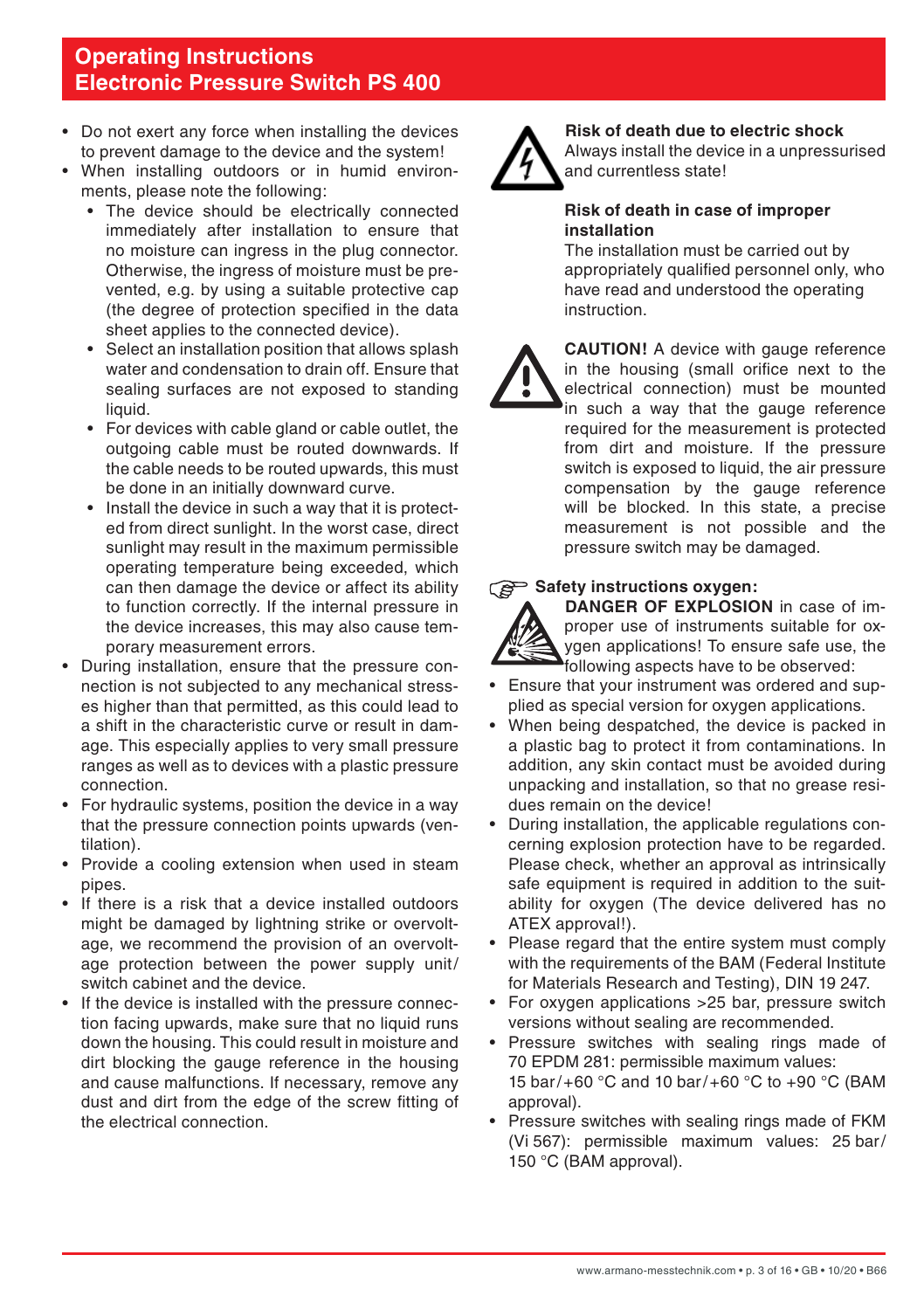# Operating Instructions
# Electronic Pressure Switch PS 400

- Do not exert any force when installing the devices to prevent damage to the device and the system!
- When installing outdoors or in humid environments, please note the following:
  - The device should be electrically connected immediately after installation to ensure that no moisture can ingress in the plug connector. Otherwise, the ingress of moisture must be prevented, e.g. by using a suitable protective cap (the degree of protection specified in the data sheet applies to the connected device).
  - Select an installation position that allows splash water and condensation to drain off. Ensure that sealing surfaces are not exposed to standing liquid.
  - For devices with cable gland or cable outlet, the outgoing cable must be routed downwards. If the cable needs to be routed upwards, this must be done in an initially downward curve.
  - Install the device in such a way that it is protected from direct sunlight. In the worst case, direct sunlight may result in the maximum permissible operating temperature being exceeded, which can then damage the device or affect its ability to function correctly. If the internal pressure in the device increases, this may also cause temporary measurement errors.
- During installation, ensure that the pressure connection is not subjected to any mechanical stresses higher than that permitted, as this could lead to a shift in the characteristic curve or result in damage. This especially applies to very small pressure ranges as well as to devices with a plastic pressure connection.
- For hydraulic systems, position the device in a way that the pressure connection points upwards (ventilation).
- Provide a cooling extension when used in steam pipes.
- If there is a risk that a device installed outdoors might be damaged by lightning strike or overvoltage, we recommend the provision of an overvoltage protection between the power supply unit/ switch cabinet and the device.
- If the device is installed with the pressure connection facing upwards, make sure that no liquid runs down the housing. This could result in moisture and dirt blocking the gauge reference in the housing and cause malfunctions. If necessary, remove any dust and dirt from the edge of the screw fitting of the electrical connection.

**Risk of death due to electric shock**
Always install the device in a unpressurised and currentless state!

**Risk of death in case of improper installation**
The installation must be carried out by appropriately qualified personnel only, who have read and understood the operating instruction.

**CAUTION!** A device with gauge reference in the housing (small orifice next to the electrical connection) must be mounted in such a way that the gauge reference required for the measurement is protected from dirt and moisture. If the pressure switch is exposed to liquid, the air pressure compensation by the gauge reference will be blocked. In this state, a precise measurement is not possible and the pressure switch may be damaged.

**Safety instructions oxygen:**

**DANGER OF EXPLOSION** in case of improper use of instruments suitable for oxygen applications! To ensure safe use, the following aspects have to be observed:

- Ensure that your instrument was ordered and supplied as special version for oxygen applications.
- When being despatched, the device is packed in a plastic bag to protect it from contaminations. In addition, any skin contact must be avoided during unpacking and installation, so that no grease residues remain on the device!
- During installation, the applicable regulations concerning explosion protection have to be regarded. Please check, whether an approval as intrinsically safe equipment is required in addition to the suitability for oxygen (The device delivered has no ATEX approval!).
- Please regard that the entire system must comply with the requirements of the BAM (Federal Institute for Materials Research and Testing), DIN 19 247.
- For oxygen applications >25 bar, pressure switch versions without sealing are recommended.
- Pressure switches with sealing rings made of 70 EPDM 281: permissible maximum values: 15 bar/+60 °C and 10 bar/+60 °C to +90 °C (BAM approval).
- Pressure switches with sealing rings made of FKM (Vi 567): permissible maximum values: 25 bar/ 150 °C (BAM approval).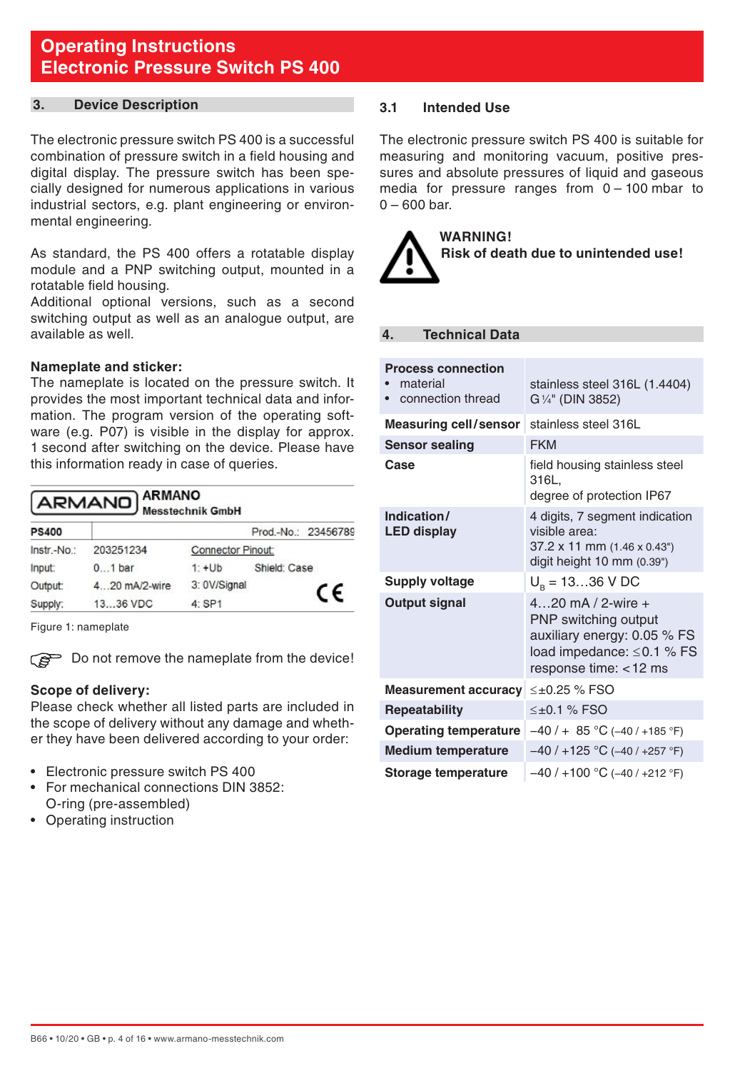# Operating Instructions
# Electronic Pressure Switch PS 400

## 3. Device Description

The electronic pressure switch PS 400 is a successful combination of pressure switch in a field housing and digital display. The pressure switch has been specially designed for numerous applications in various industrial sectors, e.g. plant engineering or environmental engineering.

As standard, the PS 400 offers a rotatable display module and a PNP switching output, mounted in a rotatable field housing.
Additional optional versions, such as a second switching output as well as an analogue output, are available as well.

**Nameplate and sticker:**
The nameplate is located on the pressure switch. It provides the most important technical data and information. The program version of the operating software (e.g. P07) is visible in the display for approx. 1 second after switching on the device. Please have this information ready in case of queries.

| ARMANO | ARMANO Messtechnik GmbH | | |
|---|---|---|---|
| **PS400** | | Prod.-No.: 23456789 | |
| Instr.-No.: | 203251234 | Connector Pinout: | |
| Input: | 0…1 bar | 1: +Ub | Shield: Case |
| Output: | 4…20 mA/2-wire | 3: 0V/Signal | CE |
| Supply: | 13…36 VDC | 4: SP1 | |

Figure 1: nameplate

☞ Do not remove the nameplate from the device!

**Scope of delivery:**
Please check whether all listed parts are included in the scope of delivery without any damage and whether they have been delivered according to your order:

- Electronic pressure switch PS 400
- For mechanical connections DIN 3852: O-ring (pre-assembled)
- Operating instruction

### 3.1 Intended Use

The electronic pressure switch PS 400 is suitable for measuring and monitoring vacuum, positive pressures and absolute pressures of liquid and gaseous media for pressure ranges from 0 – 100 mbar to 0 – 600 bar.

**WARNING!**
**Risk of death due to unintended use!**

## 4. Technical Data

| | |
|---|---|
| **Process connection**<br>• material<br>• connection thread | <br>stainless steel 316L (1.4404)<br>G ¼" (DIN 3852) |
| **Measuring cell / sensor** | stainless steel 316L |
| **Sensor sealing** | FKM |
| **Case** | field housing stainless steel 316L,<br>degree of protection IP67 |
| **Indication / LED display** | 4 digits, 7 segment indication<br>visible area:<br>37.2 x 11 mm (1.46 x 0.43")<br>digit height 10 mm (0.39") |
| **Supply voltage** | $U_B$ = 13…36 V DC |
| **Output signal** | 4…20 mA / 2-wire +<br>PNP switching output<br>auxiliary energy: 0.05 % FS<br>load impedance: ≤0.1 % FS<br>response time: <12 ms |
| **Measurement accuracy** | ≤±0.25 % FSO |
| **Repeatability** | ≤±0.1 % FSO |
| **Operating temperature** | –40 / + 85 °C (–40 / +185 °F) |
| **Medium temperature** | –40 / +125 °C (–40 / +257 °F) |
| **Storage temperature** | –40 / +100 °C (–40 / +212 °F) |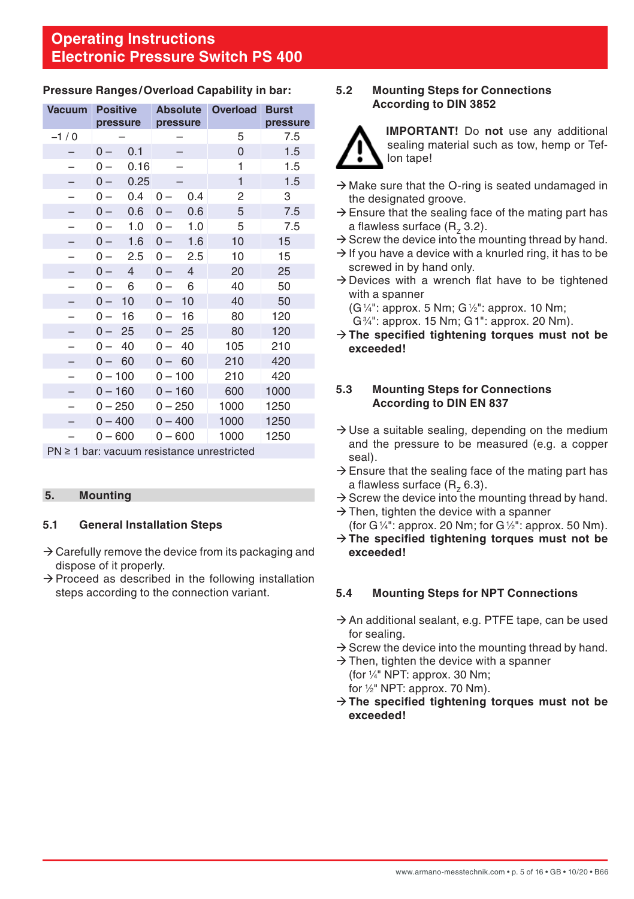# Operating Instructions
# Electronic Pressure Switch PS 400

**Pressure Ranges/Overload Capability in bar:**

| Vacuum | Positive pressure | Absolute pressure | Overload | Burst pressure |
|---|---|---|---|---|
| –1 / 0 | – | – | 5 | 7.5 |
| – | 0 – 0.1 | – | 0 | 1.5 |
| – | 0 – 0.16 | – | 1 | 1.5 |
| – | 0 – 0.25 | – | 1 | 1.5 |
| – | 0 – 0.4 | 0 – 0.4 | 2 | 3 |
| – | 0 – 0.6 | 0 – 0.6 | 5 | 7.5 |
| – | 0 – 1.0 | 0 – 1.0 | 5 | 7.5 |
| – | 0 – 1.6 | 0 – 1.6 | 10 | 15 |
| – | 0 – 2.5 | 0 – 2.5 | 10 | 15 |
| – | 0 – 4 | 0 – 4 | 20 | 25 |
| – | 0 – 6 | 0 – 6 | 40 | 50 |
| – | 0 – 10 | 0 – 10 | 40 | 50 |
| – | 0 – 16 | 0 – 16 | 80 | 120 |
| – | 0 – 25 | 0 – 25 | 80 | 120 |
| – | 0 – 40 | 0 – 40 | 105 | 210 |
| – | 0 – 60 | 0 – 60 | 210 | 420 |
| – | 0 – 100 | 0 – 100 | 210 | 420 |
| – | 0 – 160 | 0 – 160 | 600 | 1000 |
| – | 0 – 250 | 0 – 250 | 1000 | 1250 |
| – | 0 – 400 | 0 – 400 | 1000 | 1250 |
| – | 0 – 600 | 0 – 600 | 1000 | 1250 |
| PN ≥ 1 bar: vacuum resistance unrestricted | | | | |

## 5. Mounting

### 5.1 General Installation Steps

→ Carefully remove the device from its packaging and dispose of it properly.
→ Proceed as described in the following installation steps according to the connection variant.

### 5.2 Mounting Steps for Connections According to DIN 3852

**IMPORTANT!** Do **not** use any additional sealing material such as tow, hemp or Teflon tape!

→ Make sure that the O-ring is seated undamaged in the designated groove.
→ Ensure that the sealing face of the mating part has a flawless surface ($R_z$ 3.2).
→ Screw the device into the mounting thread by hand.
→ If you have a device with a knurled ring, it has to be screwed in by hand only.
→ Devices with a wrench flat have to be tightened with a spanner
(G¼": approx. 5 Nm; G½": approx. 10 Nm; G¾": approx. 15 Nm; G1": approx. 20 Nm).
→ **The specified tightening torques must not be exceeded!**

### 5.3 Mounting Steps for Connections According to DIN EN 837

→ Use a suitable sealing, depending on the medium and the pressure to be measured (e.g. a copper seal).
→ Ensure that the sealing face of the mating part has a flawless surface ($R_z$ 6.3).
→ Screw the device into the mounting thread by hand.
→ Then, tighten the device with a spanner
(for G¼": approx. 20 Nm; for G½": approx. 50 Nm).
→ **The specified tightening torques must not be exceeded!**

### 5.4 Mounting Steps for NPT Connections

→ An additional sealant, e.g. PTFE tape, can be used for sealing.
→ Screw the device into the mounting thread by hand.
→ Then, tighten the device with a spanner
(for ¼" NPT: approx. 30 Nm;
for ½" NPT: approx. 70 Nm).
→ **The specified tightening torques must not be exceeded!**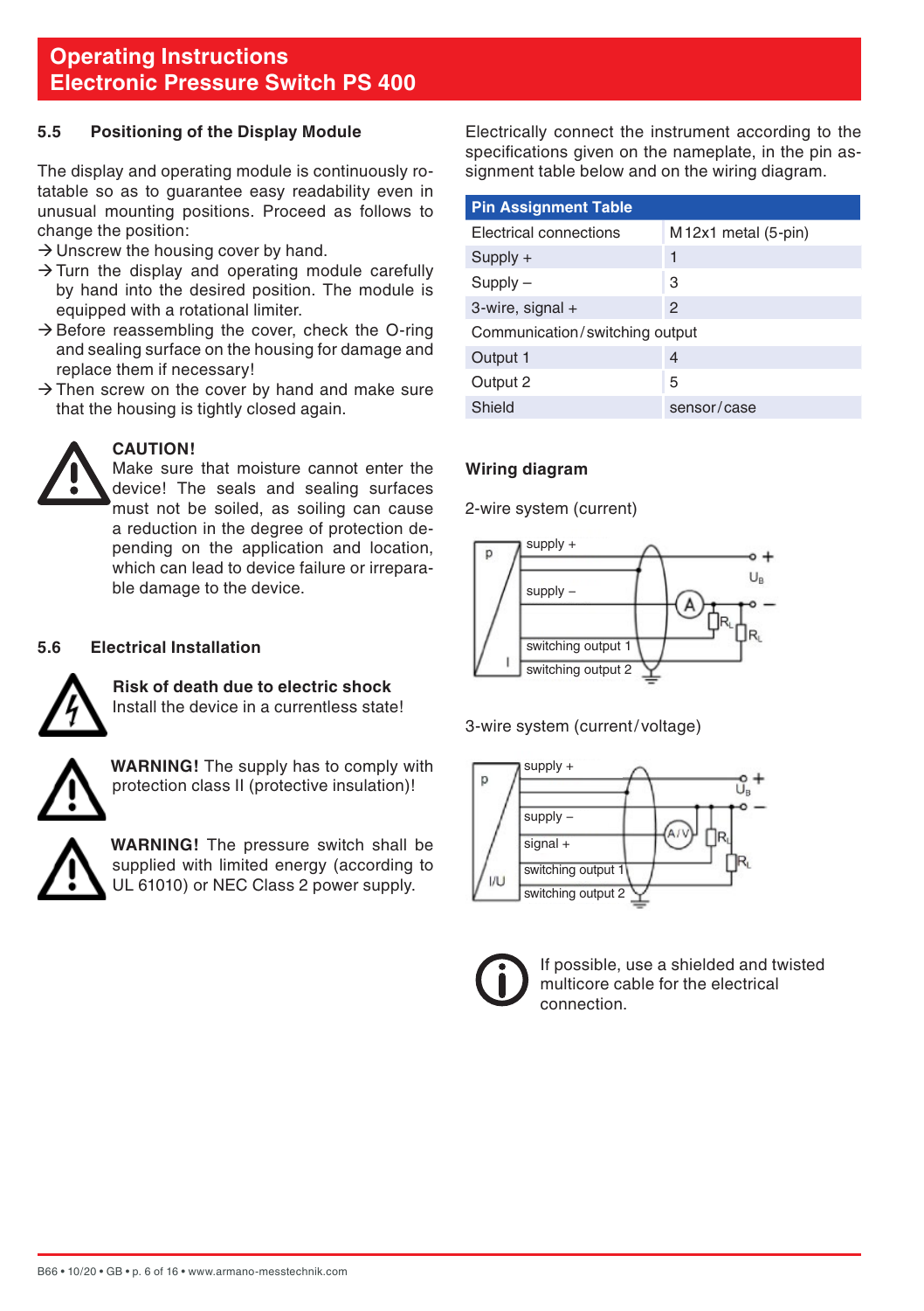## 5.5 Positioning of the Display Module

The display and operating module is continuously rotatable so as to guarantee easy readability even in unusual mounting positions. Proceed as follows to change the position:

→ Unscrew the housing cover by hand.

→ Turn the display and operating module carefully by hand into the desired position. The module is equipped with a rotational limiter.

→ Before reassembling the cover, check the O-ring and sealing surface on the housing for damage and replace them if necessary!

→ Then screw on the cover by hand and make sure that the housing is tightly closed again.

**CAUTION!**
Make sure that moisture cannot enter the device! The seals and sealing surfaces must not be soiled, as soiling can cause a reduction in the degree of protection depending on the application and location, which can lead to device failure or irreparable damage to the device.

## 5.6 Electrical Installation

**Risk of death due to electric shock**
Install the device in a currentless state!

**WARNING!** The supply has to comply with protection class II (protective insulation)!

**WARNING!** The pressure switch shall be supplied with limited energy (according to UL 61010) or NEC Class 2 power supply.

Electrically connect the instrument according to the specifications given on the nameplate, in the pin assignment table below and on the wiring diagram.

| Pin Assignment Table | |
|---|---|
| Electrical connections | M 12x1 metal (5-pin) |
| Supply + | 1 |
| Supply – | 3 |
| 3-wire, signal + | 2 |
| Communication / switching output | |
| Output 1 | 4 |
| Output 2 | 5 |
| Shield | sensor / case |

### Wiring diagram

2-wire system (current)

3-wire system (current / voltage)

If possible, use a shielded and twisted multicore cable for the electrical connection.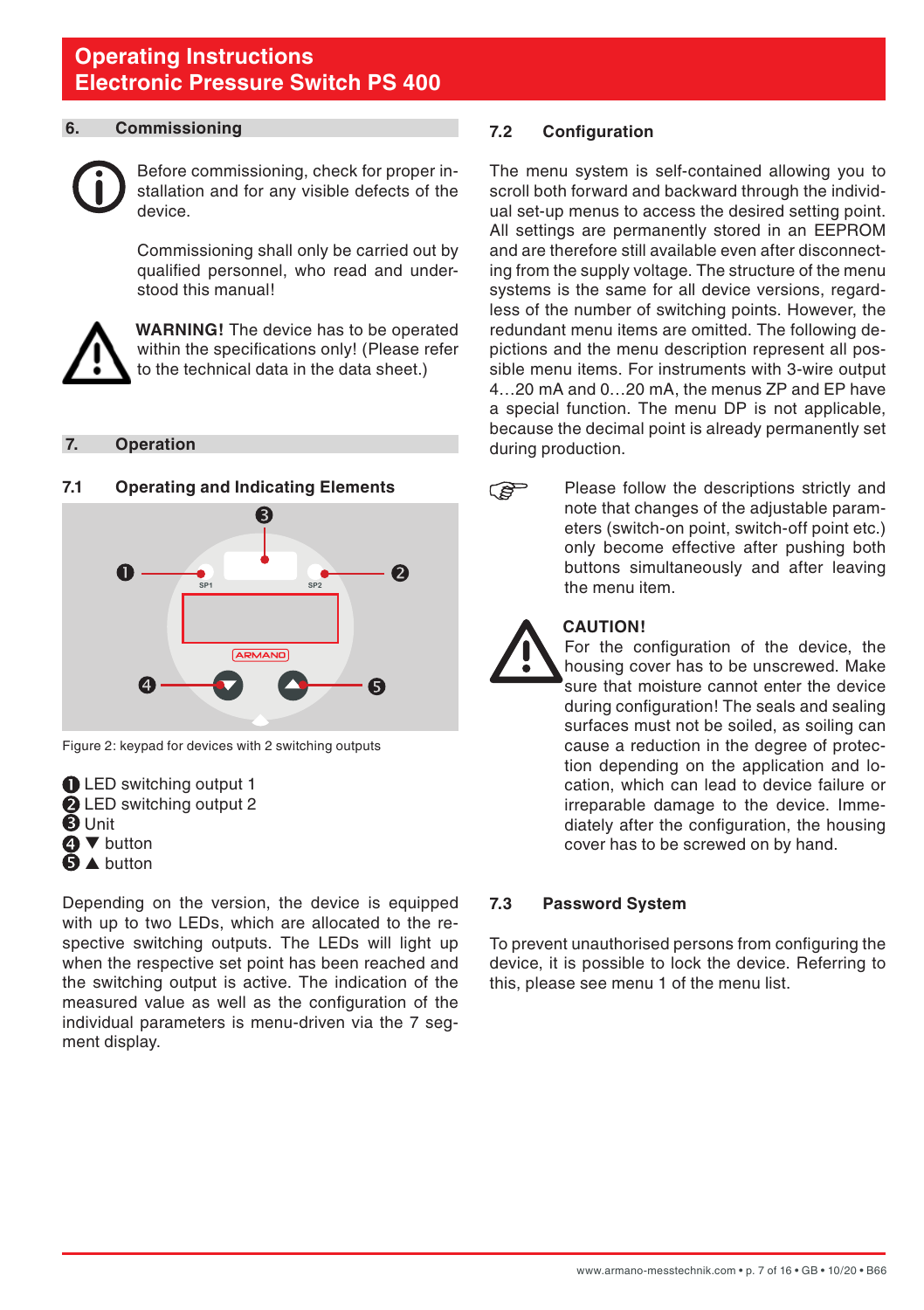## 6. Commissioning

Before commissioning, check for proper installation and for any visible defects of the device.

Commissioning shall only be carried out by qualified personnel, who read and understood this manual!

**WARNING!** The device has to be operated within the specifications only! (Please refer to the technical data in the data sheet.)

## 7. Operation

### 7.1 Operating and Indicating Elements

Figure 2: keypad for devices with 2 switching outputs

1. LED switching output 1
2. LED switching output 2
3. Unit
4. ▼ button
5. ▲ button

Depending on the version, the device is equipped with up to two LEDs, which are allocated to the respective switching outputs. The LEDs will light up when the respective set point has been reached and the switching output is active. The indication of the measured value as well as the configuration of the individual parameters is menu-driven via the 7 segment display.

### 7.2 Configuration

The menu system is self-contained allowing you to scroll both forward and backward through the individual set-up menus to access the desired setting point. All settings are permanently stored in an EEPROM and are therefore still available even after disconnecting from the supply voltage. The structure of the menu systems is the same for all device versions, regardless of the number of switching points. However, the redundant menu items are omitted. The following depictions and the menu description represent all possible menu items. For instruments with 3-wire output 4…20 mA and 0…20 mA, the menus ZP and EP have a special function. The menu DP is not applicable, because the decimal point is already permanently set during production.

Please follow the descriptions strictly and note that changes of the adjustable parameters (switch-on point, switch-off point etc.) only become effective after pushing both buttons simultaneously and after leaving the menu item.

**CAUTION!**
For the configuration of the device, the housing cover has to be unscrewed. Make sure that moisture cannot enter the device during configuration! The seals and sealing surfaces must not be soiled, as soiling can cause a reduction in the degree of protection depending on the application and location, which can lead to device failure or irreparable damage to the device. Immediately after the configuration, the housing cover has to be screwed on by hand.

### 7.3 Password System

To prevent unauthorised persons from configuring the device, it is possible to lock the device. Referring to this, please see menu 1 of the menu list.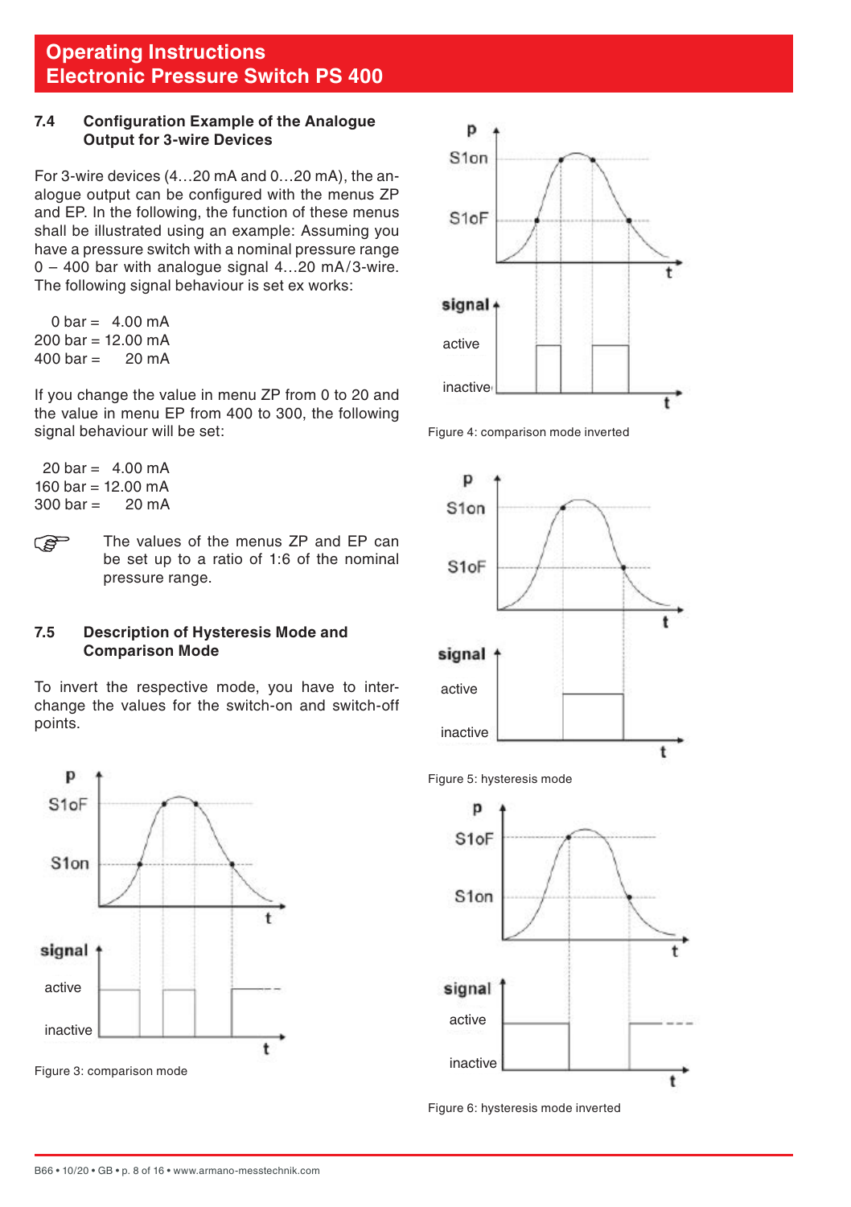## 7.4 Configuration Example of the Analogue Output for 3-wire Devices

For 3-wire devices (4…20 mA and 0…20 mA), the analogue output can be configured with the menus ZP and EP. In the following, the function of these menus shall be illustrated using an example: Assuming you have a pressure switch with a nominal pressure range 0 – 400 bar with analogue signal 4…20 mA/3-wire. The following signal behaviour is set ex works:

0 bar = 4.00 mA
200 bar = 12.00 mA
400 bar = 20 mA

If you change the value in menu ZP from 0 to 20 and the value in menu EP from 400 to 300, the following signal behaviour will be set:

20 bar = 4.00 mA
160 bar = 12.00 mA
300 bar = 20 mA

☞ The values of the menus ZP and EP can be set up to a ratio of 1:6 of the nominal pressure range.

## 7.5 Description of Hysteresis Mode and Comparison Mode

To invert the respective mode, you have to interchange the values for the switch-on and switch-off points.

Figure 3: comparison mode

Figure 4: comparison mode inverted

Figure 5: hysteresis mode

Figure 6: hysteresis mode inverted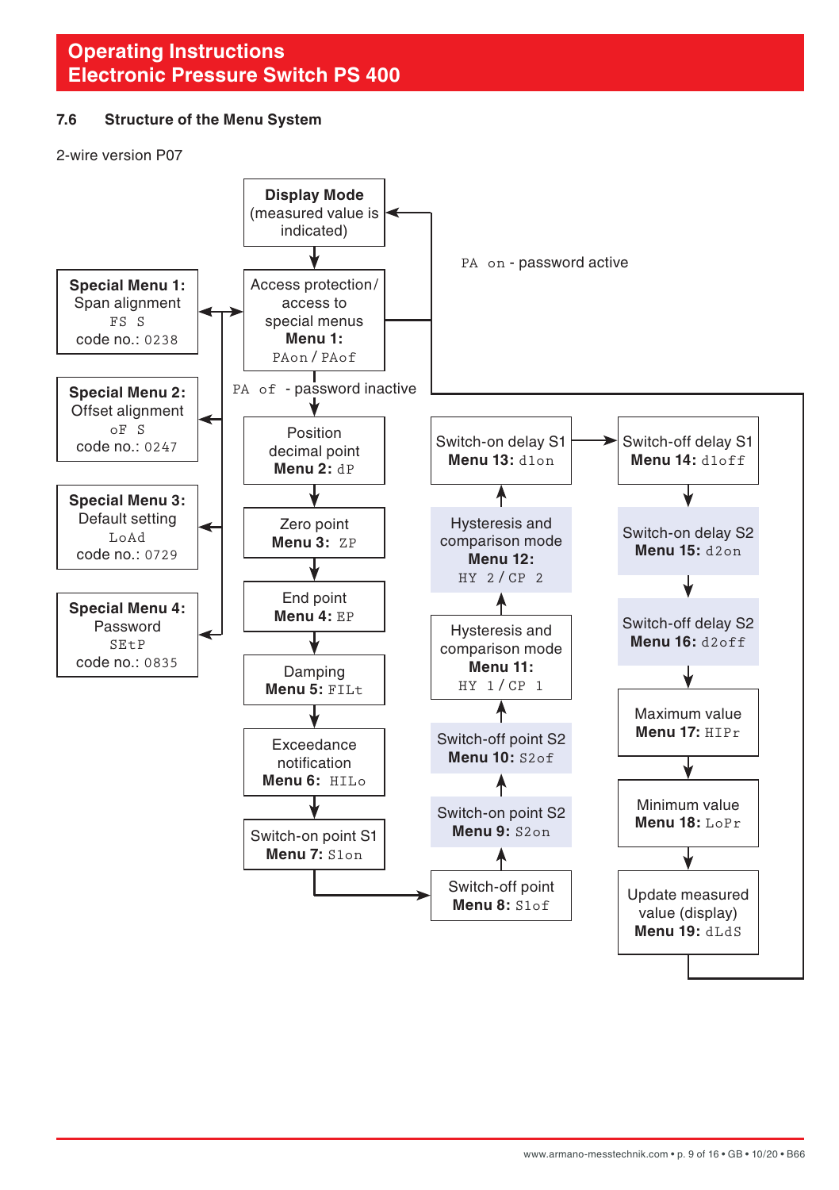## 7.6 Structure of the Menu System

2-wire version P07

**Display Mode** (measured value is indicated)

Access protection / access to special menus **Menu 1:** PAon / PAof

PA on - password active

PA of - password inactive

**Special Menu 1:** Span alignment FS S code no.: 0238

**Special Menu 2:** Offset alignment oF S code no.: 0247

**Special Menu 3:** Default setting LoAd code no.: 0729

**Special Menu 4:** Password SEtP code no.: 0835

Position decimal point **Menu 2:** dP

Zero point **Menu 3:** ZP

End point **Menu 4:** EP

Damping **Menu 5:** FILt

Exceedance notification **Menu 6:** HILo

Switch-on point S1 **Menu 7:** S1on

Switch-off point **Menu 8:** S1of

Switch-on point S2 **Menu 9:** S2on

Switch-off point S2 **Menu 10:** S2of

Hysteresis and comparison mode **Menu 11:** HY 1 / CP 1

Hysteresis and comparison mode **Menu 12:** HY 2 / CP 2

Switch-on delay S1 **Menu 13:** d1on

Switch-off delay S1 **Menu 14:** d1off

Switch-on delay S2 **Menu 15:** d2on

Switch-off delay S2 **Menu 16:** d2off

Maximum value **Menu 17:** HIPr

Minimum value **Menu 18:** LoPr

Update measured value (display) **Menu 19:** dLdS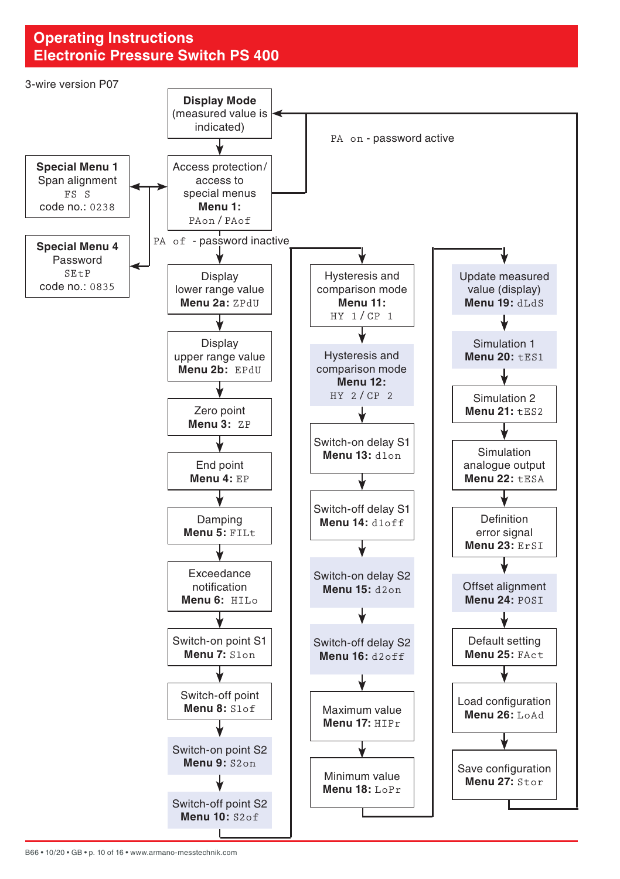# Operating Instructions
# Electronic Pressure Switch PS 400

3-wire version P07

**Display Mode** (measured value is indicated)

↓

**Access protection/ access to special menus**
**Menu 1:** PAon / PAof

- PA on - password active → back to Display Mode
- PA of - password inactive → continue to Menu 2a

**Special Menu 1**
Span alignment
FS S
code no.: 0238

**Special Menu 4**
Password
SEtP
code no.: 0835

---

1. Display lower range value — **Menu 2a:** ZPdU
2. Display upper range value — **Menu 2b:** EPdU
3. Zero point — **Menu 3:** ZP
4. End point — **Menu 4:** EP
5. Damping — **Menu 5:** FILt
6. Exceedance notification — **Menu 6:** HILo
7. Switch-on point S1 — **Menu 7:** S1on
8. Switch-off point — **Menu 8:** S1of
9. Switch-on point S2 — **Menu 9:** S2on
10. Switch-off point S2 — **Menu 10:** S2of
11. Hysteresis and comparison mode — **Menu 11:** HY 1 / CP 1
12. Hysteresis and comparison mode — **Menu 12:** HY 2 / CP 2
13. Switch-on delay S1 — **Menu 13:** d1on
14. Switch-off delay S1 — **Menu 14:** d1off
15. Switch-on delay S2 — **Menu 15:** d2on
16. Switch-off delay S2 — **Menu 16:** d2off
17. Maximum value — **Menu 17:** HIPr
18. Minimum value — **Menu 18:** LoPr
19. Update measured value (display) — **Menu 19:** dLdS
20. Simulation 1 — **Menu 20:** tES1
21. Simulation 2 — **Menu 21:** tES2
22. Simulation analogue output — **Menu 22:** tESA
23. Definition error signal — **Menu 23:** ErSI
24. Offset alignment — **Menu 24:** POSI
25. Default setting — **Menu 25:** FAct
26. Load configuration — **Menu 26:** LoAd
27. Save configuration — **Menu 27:** Stor

→ back to Display Mode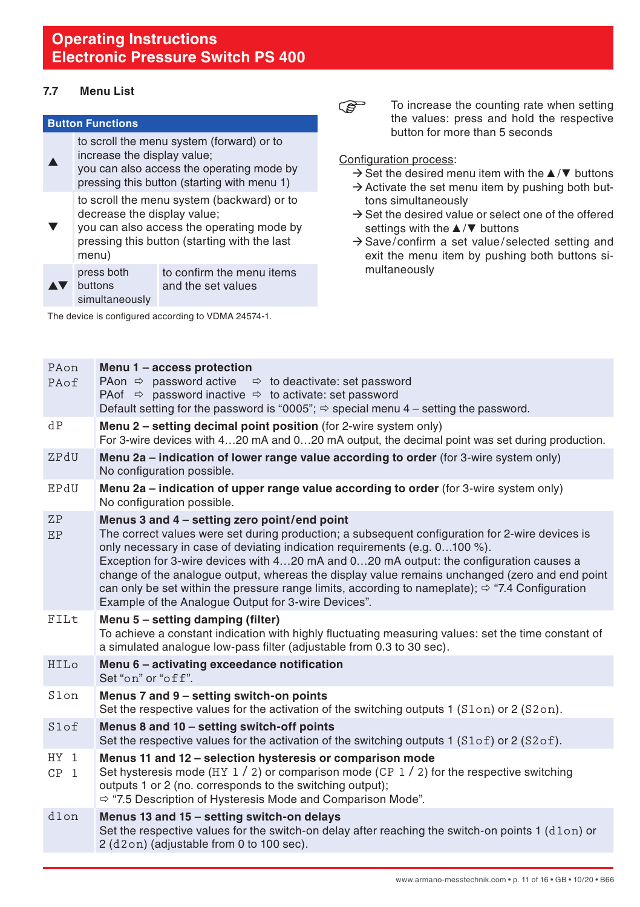## 7.7 Menu List

| Button Functions | | |
|---|---|---|
| ▲ | to scroll the menu system (forward) or to increase the display value; you can also access the operating mode by pressing this button (starting with menu 1) | |
| ▼ | to scroll the menu system (backward) or to decrease the display value; you can also access the operating mode by pressing this button (starting with the last menu) | |
| ▲▼ | press both buttons simultaneously | to confirm the menu items and the set values |

The device is configured according to VDMA 24574-1.

☞ To increase the counting rate when setting the values: press and hold the respective button for more than 5 seconds

Configuration process:

→ Set the desired menu item with the ▲/▼ buttons
→ Activate the set menu item by pushing both buttons simultaneously
→ Set the desired value or select one of the offered settings with the ▲/▼ buttons
→ Save/confirm a set value/selected setting and exit the menu item by pushing both buttons simultaneously

| | |
|---|---|
| PAon<br>PAof | **Menu 1 – access protection**<br>PAon ⇨ password active ⇨ to deactivate: set password<br>PAof ⇨ password inactive ⇨ to activate: set password<br>Default setting for the password is "0005"; ⇨ special menu 4 – setting the password. |
| dP | **Menu 2 – setting decimal point position** (for 2-wire system only)<br>For 3-wire devices with 4…20 mA and 0…20 mA output, the decimal point was set during production. |
| ZPdU | **Menu 2a – indication of lower range value according to order** (for 3-wire system only)<br>No configuration possible. |
| EPdU | **Menu 2a – indication of upper range value according to order** (for 3-wire system only)<br>No configuration possible. |
| ZP<br>EP | **Menus 3 and 4 – setting zero point/end point**<br>The correct values were set during production; a subsequent configuration for 2-wire devices is only necessary in case of deviating indication requirements (e.g. 0…100 %).<br>Exception for 3-wire devices with 4…20 mA and 0…20 mA output: the configuration causes a change of the analogue output, whereas the display value remains unchanged (zero and end point can only be set within the pressure range limits, according to nameplate); ⇨ "7.4 Configuration Example of the Analogue Output for 3-wire Devices". |
| FILt | **Menu 5 – setting damping (filter)**<br>To achieve a constant indication with highly fluctuating measuring values: set the time constant of a simulated analogue low-pass filter (adjustable from 0.3 to 30 sec). |
| HILo | **Menu 6 – activating exceedance notification**<br>Set "on" or "off". |
| S1on | **Menus 7 and 9 – setting switch-on points**<br>Set the respective values for the activation of the switching outputs 1 (S1on) or 2 (S2on). |
| S1of | **Menus 8 and 10 – setting switch-off points**<br>Set the respective values for the activation of the switching outputs 1 (S1of) or 2 (S2of). |
| HY 1<br>CP 1 | **Menus 11 and 12 – selection hysteresis or comparison mode**<br>Set hysteresis mode (HY 1 / 2) or comparison mode (CP 1 / 2) for the respective switching outputs 1 or 2 (no. corresponds to the switching output);<br>⇨ "7.5 Description of Hysteresis Mode and Comparison Mode". |
| d1on | **Menus 13 and 15 – setting switch-on delays**<br>Set the respective values for the switch-on delay after reaching the switch-on points 1 (d1on) or 2 (d2on) (adjustable from 0 to 100 sec). |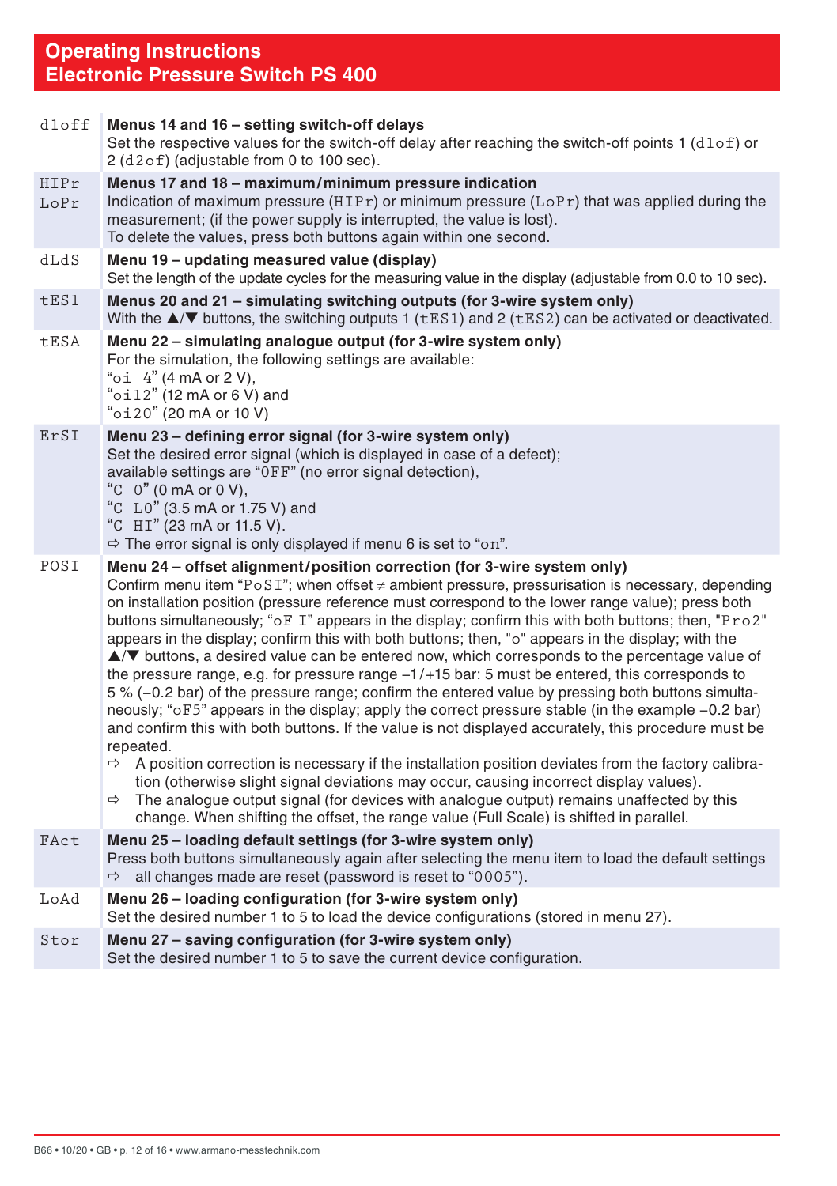# Operating Instructions
# Electronic Pressure Switch PS 400

| | |
|---|---|
| d1off | **Menus 14 and 16 – setting switch-off delays**<br>Set the respective values for the switch-off delay after reaching the switch-off points 1 (d1of) or 2 (d2of) (adjustable from 0 to 100 sec). |
| HIPr<br>LoPr | **Menus 17 and 18 – maximum/minimum pressure indication**<br>Indication of maximum pressure (HIPr) or minimum pressure (LoPr) that was applied during the measurement; (if the power supply is interrupted, the value is lost).<br>To delete the values, press both buttons again within one second. |
| dLdS | **Menu 19 – updating measured value (display)**<br>Set the length of the update cycles for the measuring value in the display (adjustable from 0.0 to 10 sec). |
| tES1 | **Menus 20 and 21 – simulating switching outputs (for 3-wire system only)**<br>With the ▲/▼ buttons, the switching outputs 1 (tES1) and 2 (tES2) can be activated or deactivated. |
| tESA | **Menu 22 – simulating analogue output (for 3-wire system only)**<br>For the simulation, the following settings are available:<br>“oi 4” (4 mA or 2 V),<br>“oi12” (12 mA or 6 V) and<br>“oi20” (20 mA or 10 V) |
| ErSI | **Menu 23 – defining error signal (for 3-wire system only)**<br>Set the desired error signal (which is displayed in case of a defect); available settings are “OFF” (no error signal detection),<br>“C 0” (0 mA or 0 V),<br>“C LO” (3.5 mA or 1.75 V) and<br>“C HI” (23 mA or 11.5 V).<br>⇨ The error signal is only displayed if menu 6 is set to “on”. |
| POSI | **Menu 24 – offset alignment/position correction (for 3-wire system only)**<br>Confirm menu item “PoSI”; when offset ≠ ambient pressure, pressurisation is necessary, depending on installation position (pressure reference must correspond to the lower range value); press both buttons simultaneously; “oF I” appears in the display; confirm this with both buttons; then, "Pro2" appears in the display; confirm this with both buttons; then, "o" appears in the display; with the ▲/▼ buttons, a desired value can be entered now, which corresponds to the percentage value of the pressure range, e.g. for pressure range –1/+15 bar: 5 must be entered, this corresponds to 5 % (–0.2 bar) of the pressure range; confirm the entered value by pressing both buttons simultaneously; “oF5” appears in the display; apply the correct pressure stable (in the example –0.2 bar) and confirm this with both buttons. If the value is not displayed accurately, this procedure must be repeated.<br>⇨ A position correction is necessary if the installation position deviates from the factory calibration (otherwise slight signal deviations may occur, causing incorrect display values).<br>⇨ The analogue output signal (for devices with analogue output) remains unaffected by this change. When shifting the offset, the range value (Full Scale) is shifted in parallel. |
| FAct | **Menu 25 – loading default settings (for 3-wire system only)**<br>Press both buttons simultaneously again after selecting the menu item to load the default settings<br>⇨ all changes made are reset (password is reset to “0005”). |
| LoAd | **Menu 26 – loading configuration (for 3-wire system only)**<br>Set the desired number 1 to 5 to load the device configurations (stored in menu 27). |
| Stor | **Menu 27 – saving configuration (for 3-wire system only)**<br>Set the desired number 1 to 5 to save the current device configuration. |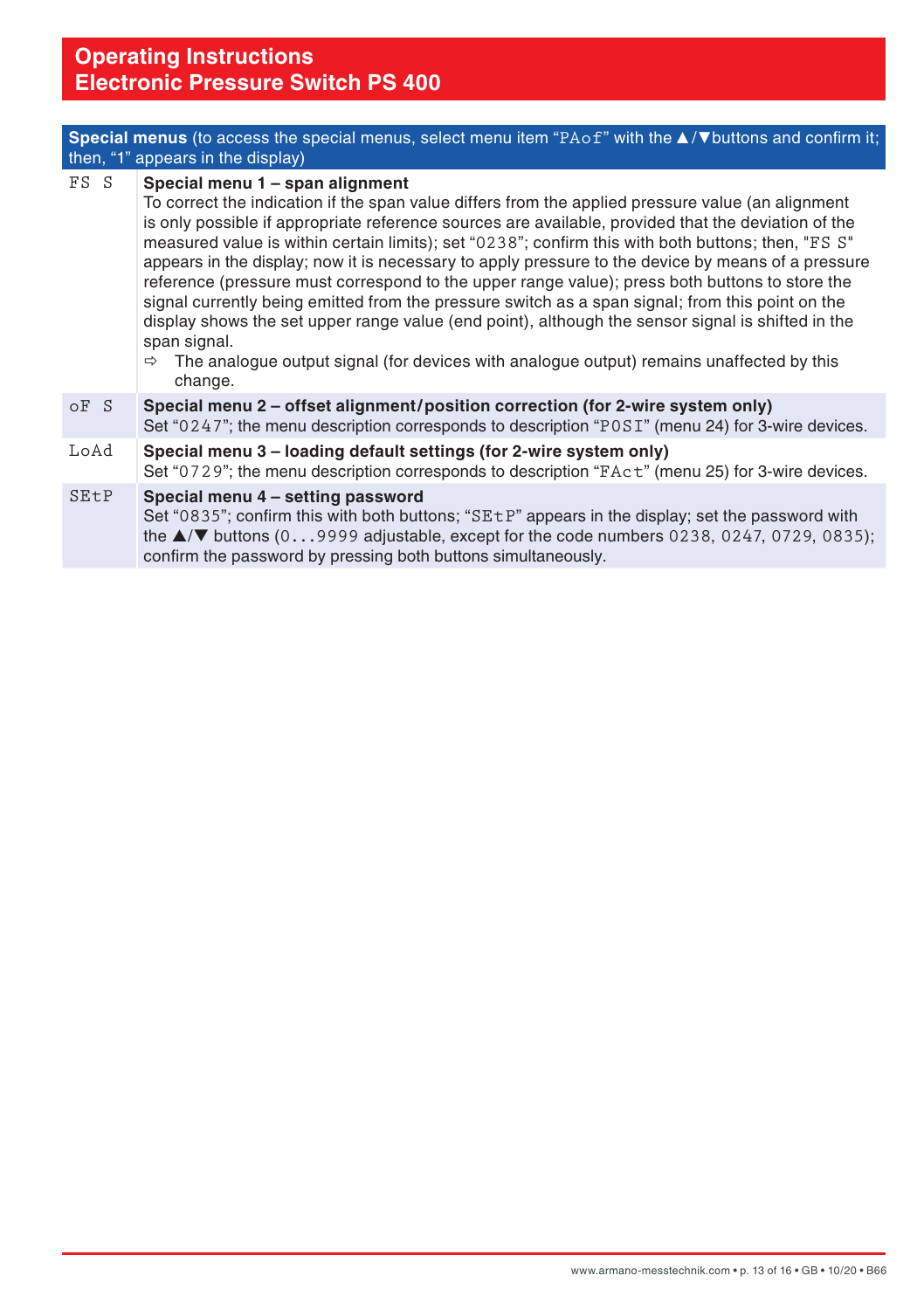# Operating Instructions
## Electronic Pressure Switch PS 400

| **Special menus** (to access the special menus, select menu item "PAof" with the ▲/▼buttons and confirm it; then, "1" appears in the display) | |
|---|---|
| FS S | **Special menu 1 – span alignment**<br>To correct the indication if the span value differs from the applied pressure value (an alignment is only possible if appropriate reference sources are available, provided that the deviation of the measured value is within certain limits); set "0238"; confirm this with both buttons; then, "FS S" appears in the display; now it is necessary to apply pressure to the device by means of a pressure reference (pressure must correspond to the upper range value); press both buttons to store the signal currently being emitted from the pressure switch as a span signal; from this point on the display shows the set upper range value (end point), although the sensor signal is shifted in the span signal.<br>⇨ The analogue output signal (for devices with analogue output) remains unaffected by this change. |
| oF S | **Special menu 2 – offset alignment/position correction (for 2-wire system only)**<br>Set "0247"; the menu description corresponds to description "POSI" (menu 24) for 3-wire devices. |
| LoAd | **Special menu 3 – loading default settings (for 2-wire system only)**<br>Set "0729"; the menu description corresponds to description "FAct" (menu 25) for 3-wire devices. |
| SEtP | **Special menu 4 – setting password**<br>Set "0835"; confirm this with both buttons; "SEtP" appears in the display; set the password with the ▲/▼ buttons (0...9999 adjustable, except for the code numbers 0238, 0247, 0729, 0835); confirm the password by pressing both buttons simultaneously. |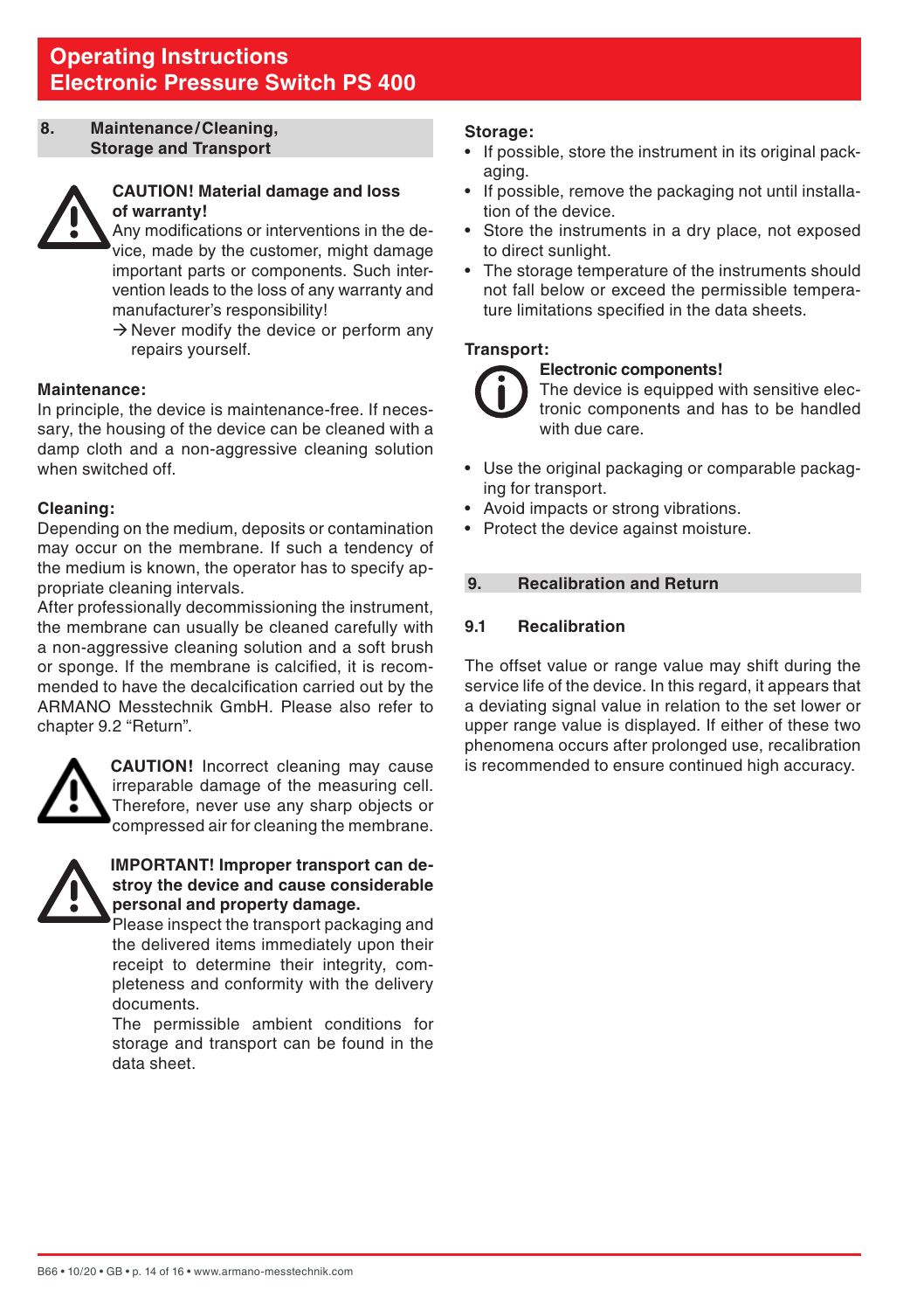## 8. Maintenance/Cleaning, Storage and Transport

**CAUTION! Material damage and loss of warranty!**
Any modifications or interventions in the device, made by the customer, might damage important parts or components. Such intervention leads to the loss of any warranty and manufacturer's responsibility!
→ Never modify the device or perform any repairs yourself.

**Maintenance:**
In principle, the device is maintenance-free. If necessary, the housing of the device can be cleaned with a damp cloth and a non-aggressive cleaning solution when switched off.

**Cleaning:**
Depending on the medium, deposits or contamination may occur on the membrane. If such a tendency of the medium is known, the operator has to specify appropriate cleaning intervals.
After professionally decommissioning the instrument, the membrane can usually be cleaned carefully with a non-aggressive cleaning solution and a soft brush or sponge. If the membrane is calcified, it is recommended to have the decalcification carried out by the ARMANO Messtechnik GmbH. Please also refer to chapter 9.2 "Return".

**CAUTION!** Incorrect cleaning may cause irreparable damage of the measuring cell. Therefore, never use any sharp objects or compressed air for cleaning the membrane.

**IMPORTANT! Improper transport can destroy the device and cause considerable personal and property damage.**
Please inspect the transport packaging and the delivered items immediately upon their receipt to determine their integrity, completeness and conformity with the delivery documents.
The permissible ambient conditions for storage and transport can be found in the data sheet.

**Storage:**

- If possible, store the instrument in its original packaging.
- If possible, remove the packaging not until installation of the device.
- Store the instruments in a dry place, not exposed to direct sunlight.
- The storage temperature of the instruments should not fall below or exceed the permissible temperature limitations specified in the data sheets.

**Transport:**

**Electronic components!**
The device is equipped with sensitive electronic components and has to be handled with due care.

- Use the original packaging or comparable packaging for transport.
- Avoid impacts or strong vibrations.
- Protect the device against moisture.

## 9. Recalibration and Return

### 9.1 Recalibration

The offset value or range value may shift during the service life of the device. In this regard, it appears that a deviating signal value in relation to the set lower or upper range value is displayed. If either of these two phenomena occurs after prolonged use, recalibration is recommended to ensure continued high accuracy.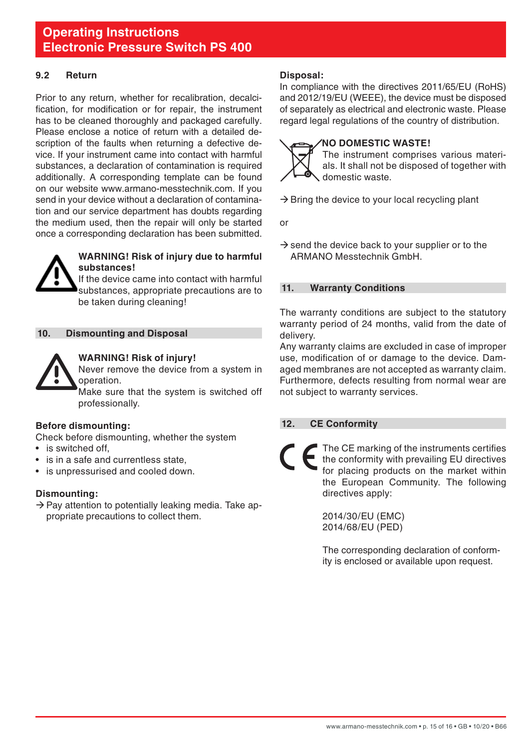### 9.2 Return

Prior to any return, whether for recalibration, decalcification, for modification or for repair, the instrument has to be cleaned thoroughly and packaged carefully. Please enclose a notice of return with a detailed description of the faults when returning a defective device. If your instrument came into contact with harmful substances, a declaration of contamination is required additionally. A corresponding template can be found on our website www.armano-messtechnik.com. If you send in your device without a declaration of contamination and our service department has doubts regarding the medium used, then the repair will only be started once a corresponding declaration has been submitted.

**WARNING! Risk of injury due to harmful substances!**
If the device came into contact with harmful substances, appropriate precautions are to be taken during cleaning!

## 10. Dismounting and Disposal

**WARNING! Risk of injury!**
Never remove the device from a system in operation.
Make sure that the system is switched off professionally.

**Before dismounting:**
Check before dismounting, whether the system

- is switched off,
- is in a safe and currentless state,
- is unpressurised and cooled down.

**Dismounting:**
→ Pay attention to potentially leaking media. Take appropriate precautions to collect them.

**Disposal:**
In compliance with the directives 2011/65/EU (RoHS) and 2012/19/EU (WEEE), the device must be disposed of separately as electrical and electronic waste. Please regard legal regulations of the country of distribution.

**NO DOMESTIC WASTE!**
The instrument comprises various materials. It shall not be disposed of together with domestic waste.

→ Bring the device to your local recycling plant

or

→ send the device back to your supplier or to the ARMANO Messtechnik GmbH.

## 11. Warranty Conditions

The warranty conditions are subject to the statutory warranty period of 24 months, valid from the date of delivery.
Any warranty claims are excluded in case of improper use, modification of or damage to the device. Damaged membranes are not accepted as warranty claim. Furthermore, defects resulting from normal wear are not subject to warranty services.

## 12. CE Conformity

The CE marking of the instruments certifies the conformity with prevailing EU directives for placing products on the market within the European Community. The following directives apply:

2014/30/EU (EMC)
2014/68/EU (PED)

The corresponding declaration of conformity is enclosed or available upon request.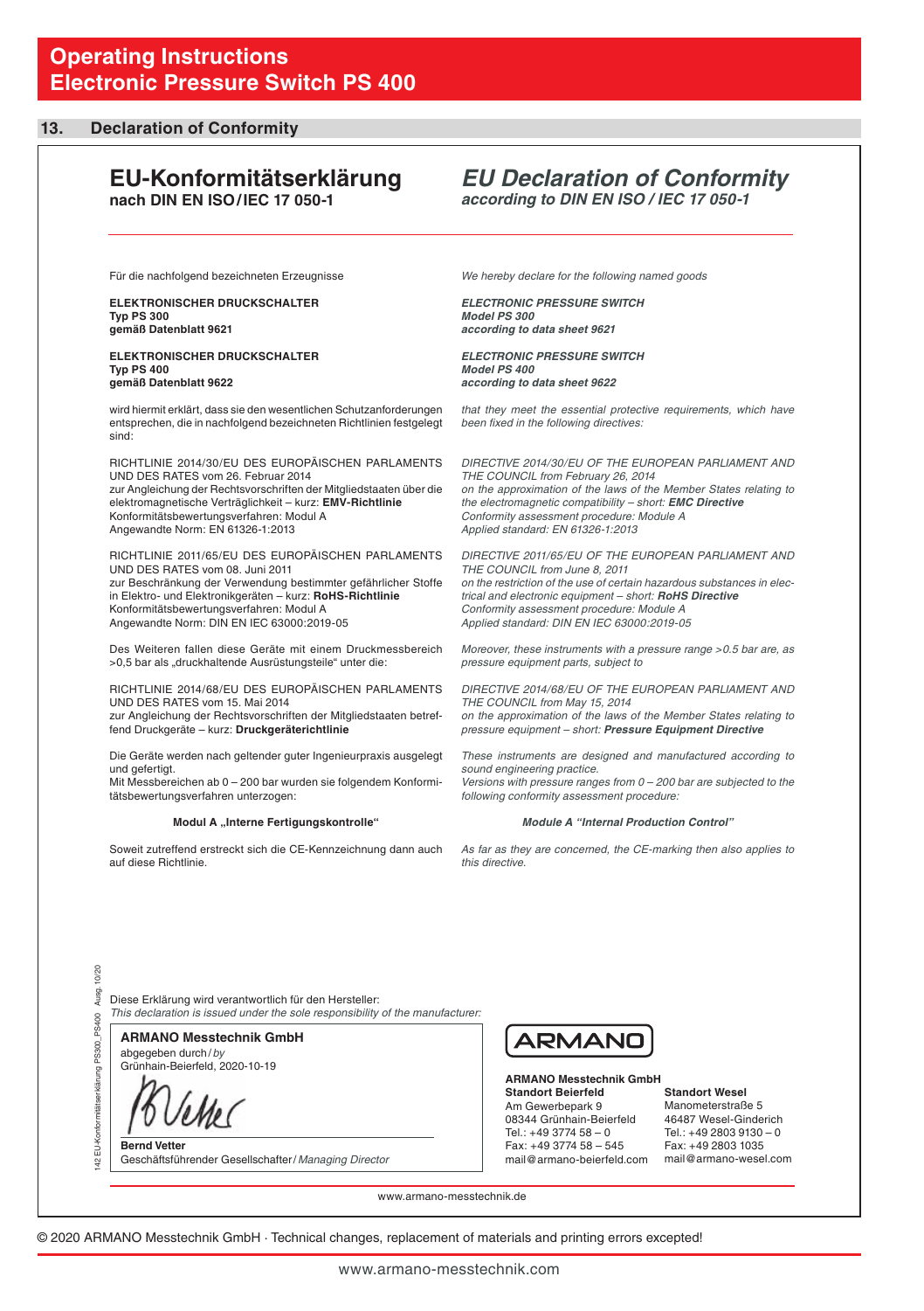# Operating Instructions
# Electronic Pressure Switch PS 400

## 13. Declaration of Conformity

## EU-Konformitätserklärung
**nach DIN EN ISO/IEC 17 050-1**

Für die nachfolgend bezeichneten Erzeugnisse

**ELEKTRONISCHER DRUCKSCHALTER**
**Typ PS 300**
**gemäß Datenblatt 9621**

**ELEKTRONISCHER DRUCKSCHALTER**
**Typ PS 400**
**gemäß Datenblatt 9622**

wird hiermit erklärt, dass sie den wesentlichen Schutzanforderungen entsprechen, die in nachfolgend bezeichneten Richtlinien festgelegt sind:

RICHTLINIE 2014/30/EU DES EUROPÄISCHEN PARLAMENTS UND DES RATES vom 26. Februar 2014
zur Angleichung der Rechtsvorschriften der Mitgliedstaaten über die elektromagnetische Verträglichkeit – kurz: **EMV-Richtlinie**
Konformitätsbewertungsverfahren: Modul A
Angewandte Norm: EN 61326-1:2013

RICHTLINIE 2011/65/EU DES EUROPÄISCHEN PARLAMENTS UND DES RATES vom 08. Juni 2011
zur Beschränkung der Verwendung bestimmter gefährlicher Stoffe in Elektro- und Elektronikgeräten – kurz: **RoHS-Richtlinie**
Konformitätsbewertungsverfahren: Modul A
Angewandte Norm: DIN EN IEC 63000:2019-05

Des Weiteren fallen diese Geräte mit einem Druckmessbereich >0,5 bar als „druckhaltende Ausrüstungsteile" unter die:

RICHTLINIE 2014/68/EU DES EUROPÄISCHEN PARLAMENTS UND DES RATES vom 15. Mai 2014
zur Angleichung der Rechtsvorschriften der Mitgliedstaaten betreffend Druckgeräte – kurz: **Druckgeräterichtlinie**

Die Geräte werden nach geltender guter Ingenieurpraxis ausgelegt und gefertigt.
Mit Messbereichen ab 0 – 200 bar wurden sie folgendem Konformitätsbewertungsverfahren unterzogen:

**Modul A „Interne Fertigungskontrolle"**

Soweit zutreffend erstreckt sich die CE-Kennzeichnung dann auch auf diese Richtlinie.

## *EU Declaration of Conformity*
***according to DIN EN ISO / IEC 17 050-1***

*We hereby declare for the following named goods*

***ELECTRONIC PRESSURE SWITCH***
***Model PS 300***
***according to data sheet 9621***

***ELECTRONIC PRESSURE SWITCH***
***Model PS 400***
***according to data sheet 9622***

*that they meet the essential protective requirements, which have been fixed in the following directives:*

*DIRECTIVE 2014/30/EU OF THE EUROPEAN PARLIAMENT AND THE COUNCIL from February 26, 2014*
*on the approximation of the laws of the Member States relating to the electromagnetic compatibility – short:* ***EMC Directive***
*Conformity assessment procedure: Module A*
*Applied standard: EN 61326-1:2013*

*DIRECTIVE 2011/65/EU OF THE EUROPEAN PARLIAMENT AND THE COUNCIL from June 8, 2011*
*on the restriction of the use of certain hazardous substances in electrical and electronic equipment – short:* ***RoHS Directive***
*Conformity assessment procedure: Module A*
*Applied standard: DIN EN IEC 63000:2019-05*

*Moreover, these instruments with a pressure range >0.5 bar are, as pressure equipment parts, subject to*

*DIRECTIVE 2014/68/EU OF THE EUROPEAN PARLIAMENT AND THE COUNCIL from May 15, 2014*
*on the approximation of the laws of the Member States relating to pressure equipment – short:* ***Pressure Equipment Directive***

*These instruments are designed and manufactured according to sound engineering practice.*
*Versions with pressure ranges from 0 – 200 bar are subjected to the following conformity assessment procedure:*

***Module A "Internal Production Control"***

*As far as they are concerned, the CE-marking then also applies to this directive.*

Diese Erklärung wird verantwortlich für den Hersteller:
*This declaration is issued under the sole responsibility of the manufacturer:*

**ARMANO Messtechnik GmbH**
abgegeben durch / *by*
Grünhain-Beierfeld, 2020-10-19

**Bernd Vetter**
Geschäftsführender Gesellschafter / *Managing Director*

ARMANO

**ARMANO Messtechnik GmbH**

**Standort Beierfeld**
Am Gewerbepark 9
08344 Grünhain-Beierfeld
Tel.: +49 3774 58 – 0
Fax: +49 3774 58 – 545
mail@armano-beierfeld.com

**Standort Wesel**
Manometerstraße 5
46487 Wesel-Ginderich
Tel.: +49 2803 9130 – 0
Fax: +49 2803 1035
mail@armano-wesel.com

www.armano-messtechnik.de

142 EU-Konformitätserklärung PS300_PS400 Ausg. 10/20

© 2020 ARMANO Messtechnik GmbH · Technical changes, replacement of materials and printing errors excepted!